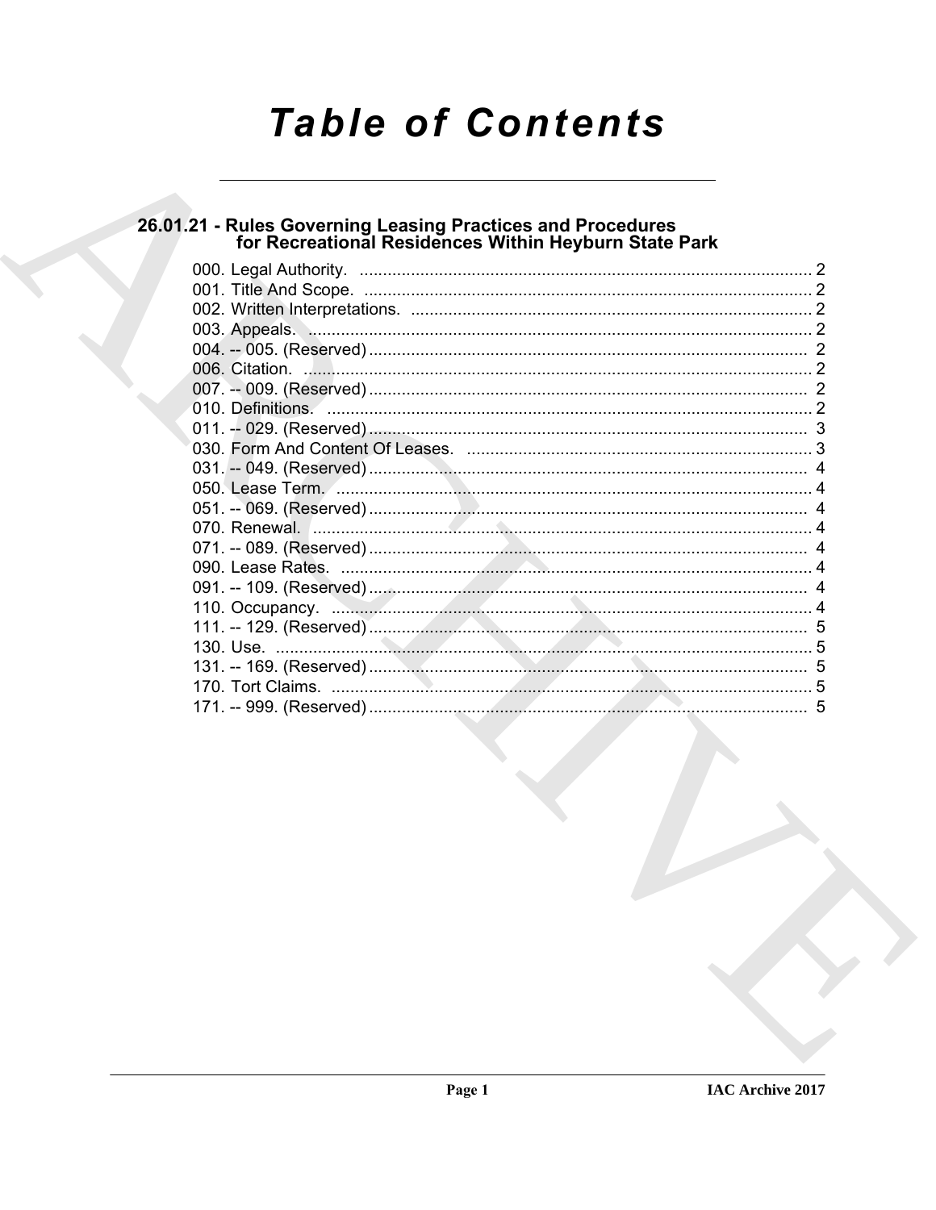# Table of Contents

## 26.01.21 - Rules Governing Leasing Practices and Procedures for Recreational Residences Within Heyburn State Park

000. Legal Authority. ..................................................... 2
001. Title And Scope. ..................................................... 2
002. Written Interpretations. ..................................................... 2
003. Appeals. ..................................................... 2
004. -- 005. (Reserved) ..................................................... 2
006. Citation. ..................................................... 2
007. -- 009. (Reserved) ..................................................... 2
010. Definitions. ..................................................... 2
011. -- 029. (Reserved) ..................................................... 3
030. Form And Content Of Leases. ..................................................... 3
031. -- 049. (Reserved) ..................................................... 4
050. Lease Term. ..................................................... 4
051. -- 069. (Reserved) ..................................................... 4
070. Renewal. ..................................................... 4
071. -- 089. (Reserved) ..................................................... 4
090. Lease Rates. ..................................................... 4
091. -- 109. (Reserved) ..................................................... 4
110. Occupancy. ..................................................... 4
111. -- 129. (Reserved) ..................................................... 5
130. Use. ..................................................... 5
131. -- 169. (Reserved) ..................................................... 5
170. Tort Claims. ..................................................... 5
171. -- 999. (Reserved) ..................................................... 5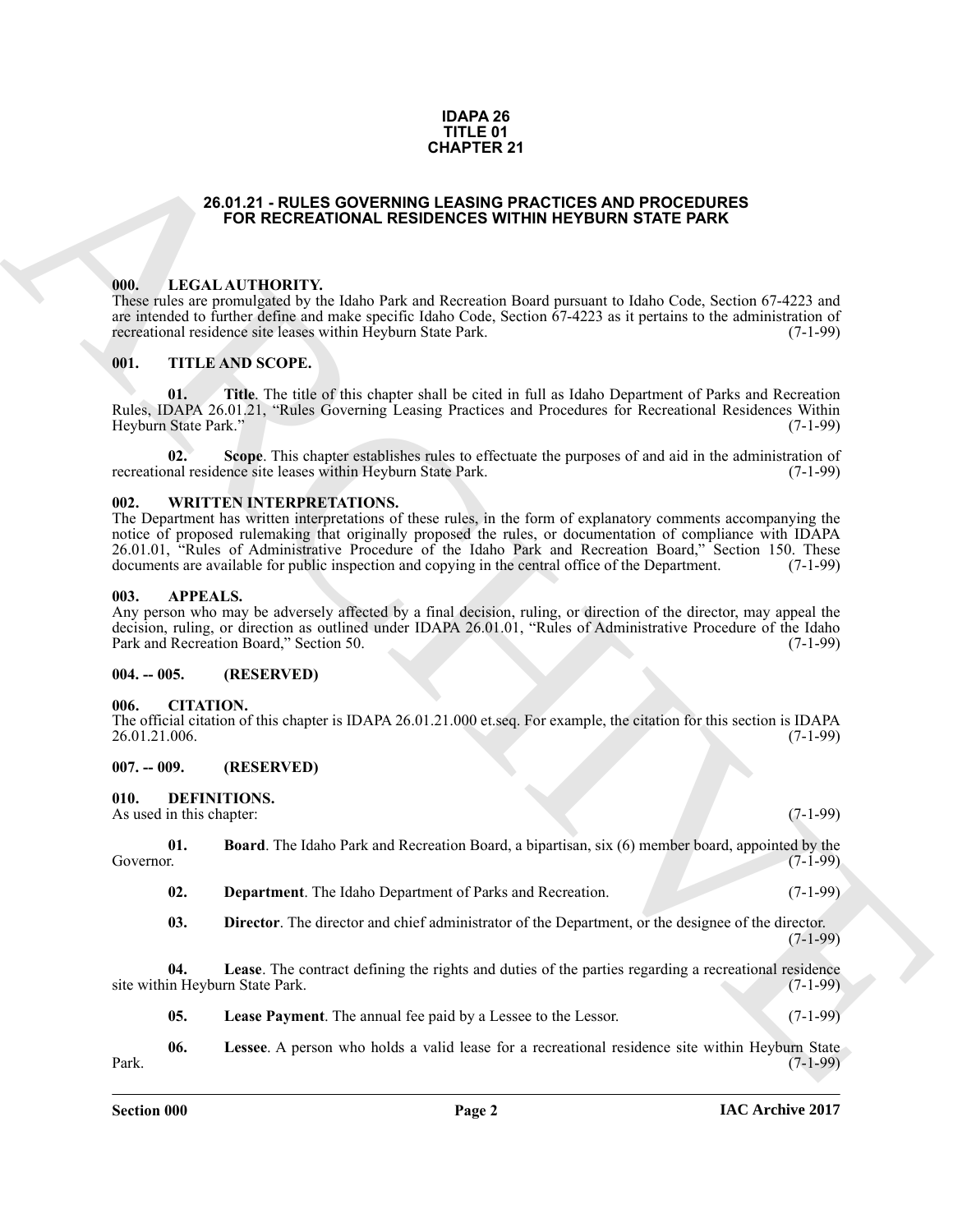**IDAPA 26**
**TITLE 01**
**CHAPTER 21**

## 26.01.21 - RULES GOVERNING LEASING PRACTICES AND PROCEDURES FOR RECREATIONAL RESIDENCES WITHIN HEYBURN STATE PARK

### 000. LEGAL AUTHORITY.

These rules are promulgated by the Idaho Park and Recreation Board pursuant to Idaho Code, Section 67-4223 and are intended to further define and make specific Idaho Code, Section 67-4223 as it pertains to the administration of recreational residence site leases within Heyburn State Park. (7-1-99)

### 001. TITLE AND SCOPE.

**01. Title**. The title of this chapter shall be cited in full as Idaho Department of Parks and Recreation Rules, IDAPA 26.01.21, "Rules Governing Leasing Practices and Procedures for Recreational Residences Within Heyburn State Park." (7-1-99)

**02. Scope**. This chapter establishes rules to effectuate the purposes of and aid in the administration of recreational residence site leases within Heyburn State Park. (7-1-99)

### 002. WRITTEN INTERPRETATIONS.

The Department has written interpretations of these rules, in the form of explanatory comments accompanying the notice of proposed rulemaking that originally proposed the rules, or documentation of compliance with IDAPA 26.01.01, "Rules of Administrative Procedure of the Idaho Park and Recreation Board," Section 150. These documents are available for public inspection and copying in the central office of the Department. (7-1-99)

### 003. APPEALS.

Any person who may be adversely affected by a final decision, ruling, or direction of the director, may appeal the decision, ruling, or direction as outlined under IDAPA 26.01.01, "Rules of Administrative Procedure of the Idaho Park and Recreation Board," Section 50. (7-1-99)

### 004. -- 005. (RESERVED)

### 006. CITATION.

The official citation of this chapter is IDAPA 26.01.21.000 et.seq. For example, the citation for this section is IDAPA 26.01.21.006. (7-1-99)

### 007. -- 009. (RESERVED)

### 010. DEFINITIONS.

As used in this chapter: (7-1-99)

**01. Board**. The Idaho Park and Recreation Board, a bipartisan, six (6) member board, appointed by the Governor. (7-1-99)

**02. Department**. The Idaho Department of Parks and Recreation. (7-1-99)

**03. Director**. The director and chief administrator of the Department, or the designee of the director. (7-1-99)

**04. Lease**. The contract defining the rights and duties of the parties regarding a recreational residence site within Heyburn State Park. (7-1-99)

**05. Lease Payment**. The annual fee paid by a Lessee to the Lessor. (7-1-99)

**06. Lessee**. A person who holds a valid lease for a recreational residence site within Heyburn State Park. (7-1-99)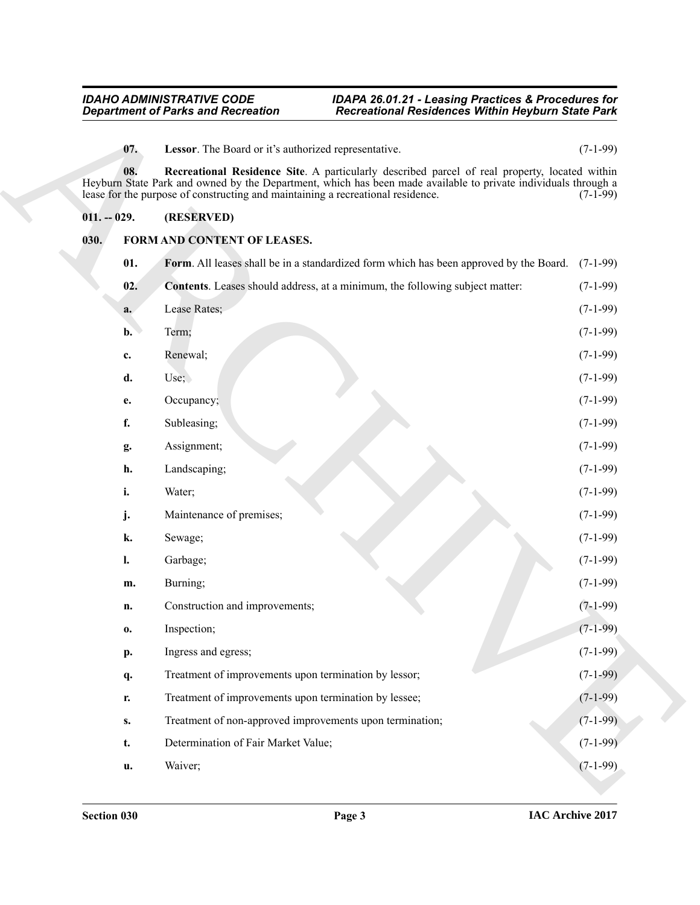**07. Lessor**. The Board or it's authorized representative. (7-1-99)

**08. Recreational Residence Site**. A particularly described parcel of real property, located within Heyburn State Park and owned by the Department, which has been made available to private individuals through a lease for the purpose of constructing and maintaining a recreational residence. (7-1-99)

## 011. -- 029. (RESERVED)

## 030. FORM AND CONTENT OF LEASES.

**01. Form**. All leases shall be in a standardized form which has been approved by the Board. (7-1-99)

**02. Contents**. Leases should address, at a minimum, the following subject matter: (7-1-99)

**a.** Lease Rates; (7-1-99)

**b.** Term; (7-1-99)

**c.** Renewal; (7-1-99)

**d.** Use; (7-1-99)

**e.** Occupancy; (7-1-99)

**f.** Subleasing; (7-1-99)

**g.** Assignment; (7-1-99)

**h.** Landscaping; (7-1-99)

**i.** Water; (7-1-99)

**j.** Maintenance of premises; (7-1-99)

**k.** Sewage; (7-1-99)

**l.** Garbage; (7-1-99)

**m.** Burning; (7-1-99)

**n.** Construction and improvements; (7-1-99)

**o.** Inspection; (7-1-99)

**p.** Ingress and egress; (7-1-99)

**q.** Treatment of improvements upon termination by lessor; (7-1-99)

**r.** Treatment of improvements upon termination by lessee; (7-1-99)

**s.** Treatment of non-approved improvements upon termination; (7-1-99)

**t.** Determination of Fair Market Value; (7-1-99)

**u.** Waiver; (7-1-99)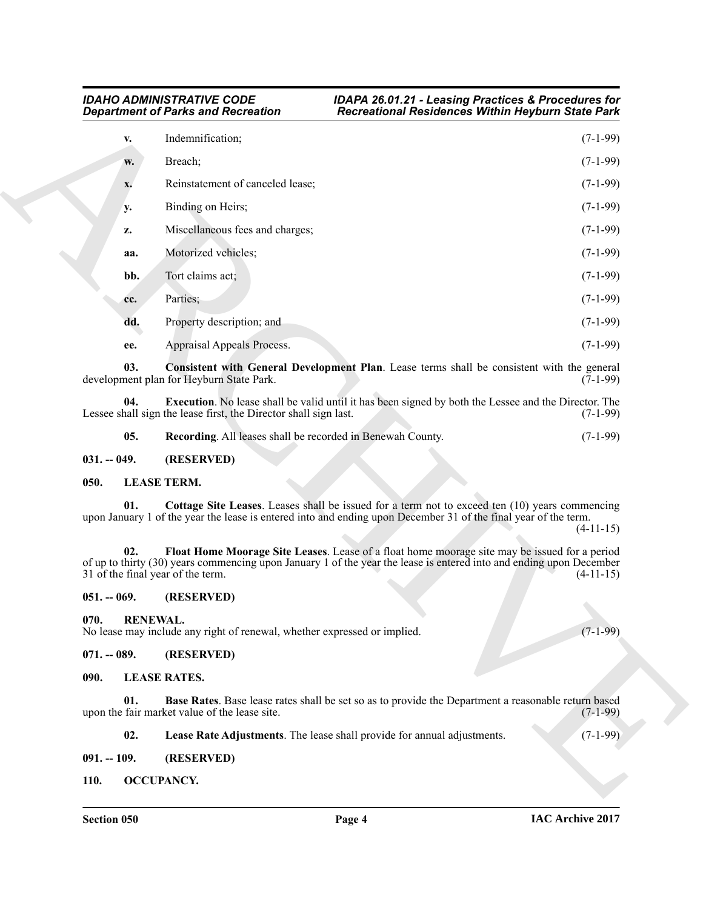v. Indemnification; (7-1-99)

w. Breach; (7-1-99)

x. Reinstatement of canceled lease; (7-1-99)

y. Binding on Heirs; (7-1-99)

z. Miscellaneous fees and charges; (7-1-99)

aa. Motorized vehicles; (7-1-99)

bb. Tort claims act; (7-1-99)

cc. Parties; (7-1-99)

dd. Property description; and (7-1-99)

ee. Appraisal Appeals Process. (7-1-99)

**03. Consistent with General Development Plan**. Lease terms shall be consistent with the general development plan for Heyburn State Park. (7-1-99)

**04. Execution**. No lease shall be valid until it has been signed by both the Lessee and the Director. The Lessee shall sign the lease first, the Director shall sign last. (7-1-99)

**05. Recording**. All leases shall be recorded in Benewah County. (7-1-99)

## 031. -- 049. (RESERVED)

## 050. LEASE TERM.

**01. Cottage Site Leases**. Leases shall be issued for a term not to exceed ten (10) years commencing upon January 1 of the year the lease is entered into and ending upon December 31 of the final year of the term. (4-11-15)

**02. Float Home Moorage Site Leases**. Lease of a float home moorage site may be issued for a period of up to thirty (30) years commencing upon January 1 of the year the lease is entered into and ending upon December 31 of the final year of the term. (4-11-15)

## 051. -- 069. (RESERVED)

## 070. RENEWAL.

No lease may include any right of renewal, whether expressed or implied. (7-1-99)

## 071. -- 089. (RESERVED)

## 090. LEASE RATES.

**01. Base Rates**. Base lease rates shall be set so as to provide the Department a reasonable return based upon the fair market value of the lease site. (7-1-99)

**02. Lease Rate Adjustments**. The lease shall provide for annual adjustments. (7-1-99)

## 091. -- 109. (RESERVED)

## 110. OCCUPANCY.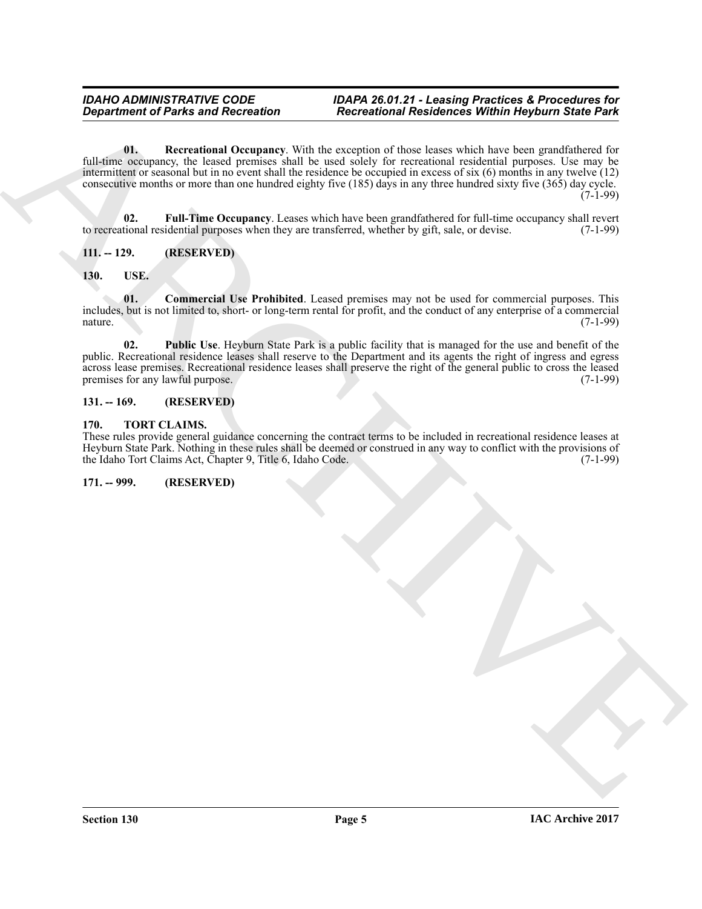**01. Recreational Occupancy**. With the exception of those leases which have been grandfathered for full-time occupancy, the leased premises shall be used solely for recreational residential purposes. Use may be intermittent or seasonal but in no event shall the residence be occupied in excess of six (6) months in any twelve (12) consecutive months or more than one hundred eighty five (185) days in any three hundred sixty five (365) day cycle. (7-1-99)

**02. Full-Time Occupancy**. Leases which have been grandfathered for full-time occupancy shall revert to recreational residential purposes when they are transferred, whether by gift, sale, or devise. (7-1-99)

## 111. -- 129. (RESERVED)

## 130. USE.

**01. Commercial Use Prohibited**. Leased premises may not be used for commercial purposes. This includes, but is not limited to, short- or long-term rental for profit, and the conduct of any enterprise of a commercial nature. (7-1-99)

**02. Public Use**. Heyburn State Park is a public facility that is managed for the use and benefit of the public. Recreational residence leases shall reserve to the Department and its agents the right of ingress and egress across lease premises. Recreational residence leases shall preserve the right of the general public to cross the leased premises for any lawful purpose. (7-1-99)

## 131. -- 169. (RESERVED)

## 170. TORT CLAIMS.

These rules provide general guidance concerning the contract terms to be included in recreational residence leases at Heyburn State Park. Nothing in these rules shall be deemed or construed in any way to conflict with the provisions of the Idaho Tort Claims Act, Chapter 9, Title 6, Idaho Code. (7-1-99)

## 171. -- 999. (RESERVED)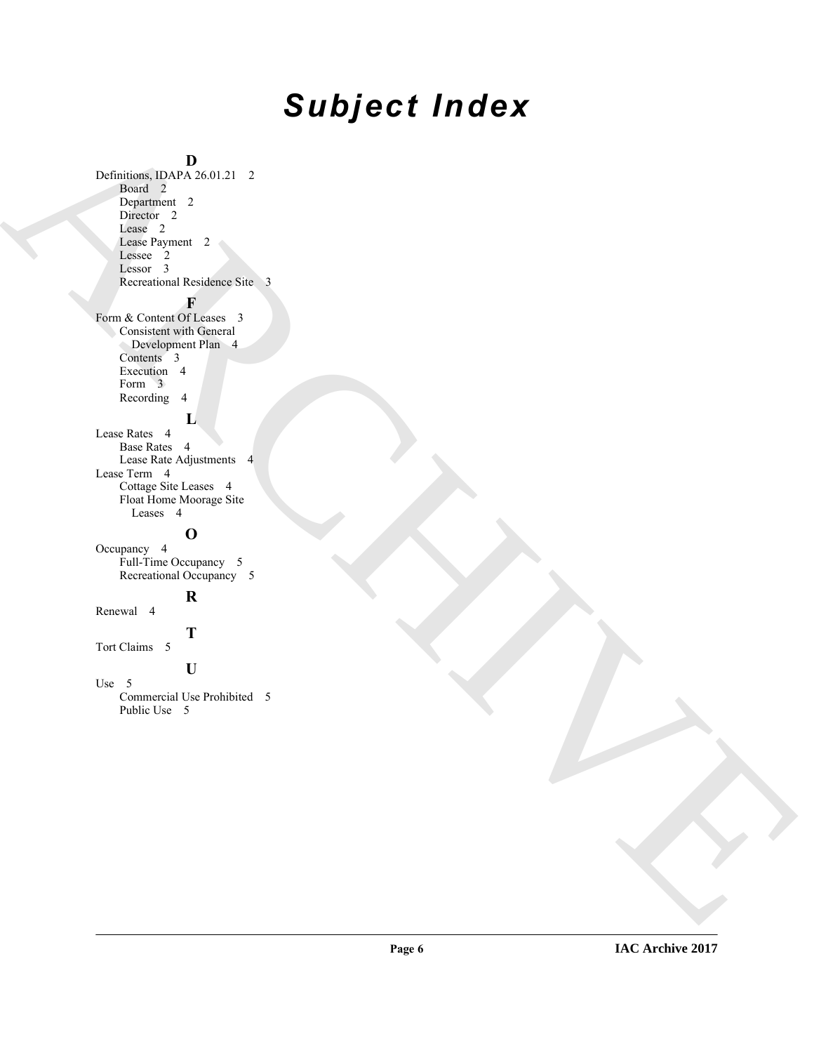# Subject Index

**D**

Definitions, IDAPA 26.01.21 2
- Board 2
- Department 2
- Director 2
- Lease 2
- Lease Payment 2
- Lessee 2
- Lessor 3
- Recreational Residence Site 3

**F**

Form & Content Of Leases 3
- Consistent with General Development Plan 4
- Contents 3
- Execution 4
- Form 3
- Recording 4

**L**

Lease Rates 4
- Base Rates 4
- Lease Rate Adjustments 4

Lease Term 4
- Cottage Site Leases 4
- Float Home Moorage Site Leases 4

**O**

Occupancy 4
- Full-Time Occupancy 5
- Recreational Occupancy 5

**R**

Renewal 4

**T**

Tort Claims 5

**U**

Use 5
- Commercial Use Prohibited 5
- Public Use 5